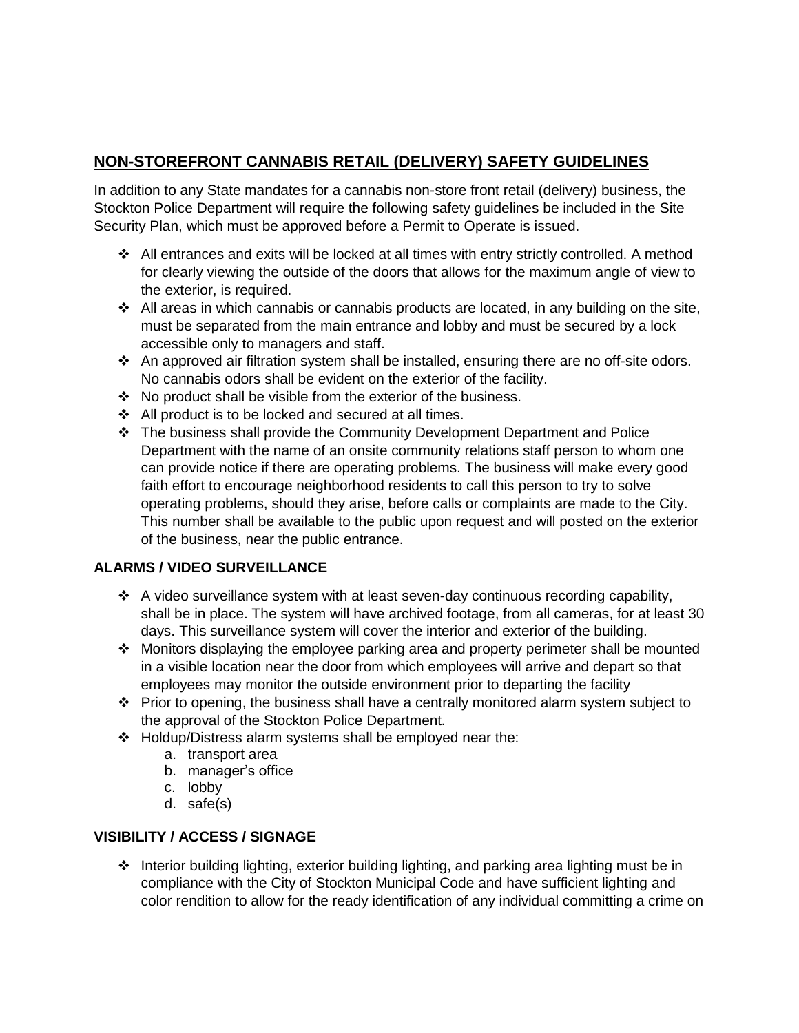## NON-STOREFRONT CANNABIS RETAIL (DELIVERY) SAFETY GUIDELINES

In addition to any State mandates for a cannabis non-store front retail (delivery) business, the Stockton Police Department will require the following safety guidelines be included in the Site Security Plan, which must be approved before a Permit to Operate is issued.

- All entrances and exits will be locked at all times with entry strictly controlled. A method for clearly viewing the outside of the doors that allows for the maximum angle of view to the exterior, is required.
- All areas in which cannabis or cannabis products are located, in any building on the site, must be separated from the main entrance and lobby and must be secured by a lock accessible only to managers and staff.
- An approved air filtration system shall be installed, ensuring there are no off-site odors. No cannabis odors shall be evident on the exterior of the facility.
- No product shall be visible from the exterior of the business.
- All product is to be locked and secured at all times.
- The business shall provide the Community Development Department and Police Department with the name of an onsite community relations staff person to whom one can provide notice if there are operating problems. The business will make every good faith effort to encourage neighborhood residents to call this person to try to solve operating problems, should they arise, before calls or complaints are made to the City. This number shall be available to the public upon request and will posted on the exterior of the business, near the public entrance.

### ALARMS / VIDEO SURVEILLANCE

- A video surveillance system with at least seven-day continuous recording capability, shall be in place. The system will have archived footage, from all cameras, for at least 30 days. This surveillance system will cover the interior and exterior of the building.
- Monitors displaying the employee parking area and property perimeter shall be mounted in a visible location near the door from which employees will arrive and depart so that employees may monitor the outside environment prior to departing the facility
- Prior to opening, the business shall have a centrally monitored alarm system subject to the approval of the Stockton Police Department.
- Holdup/Distress alarm systems shall be employed near the:
  a. transport area
  b. manager's office
  c. lobby
  d. safe(s)

### VISIBILITY / ACCESS / SIGNAGE

- Interior building lighting, exterior building lighting, and parking area lighting must be in compliance with the City of Stockton Municipal Code and have sufficient lighting and color rendition to allow for the ready identification of any individual committing a crime on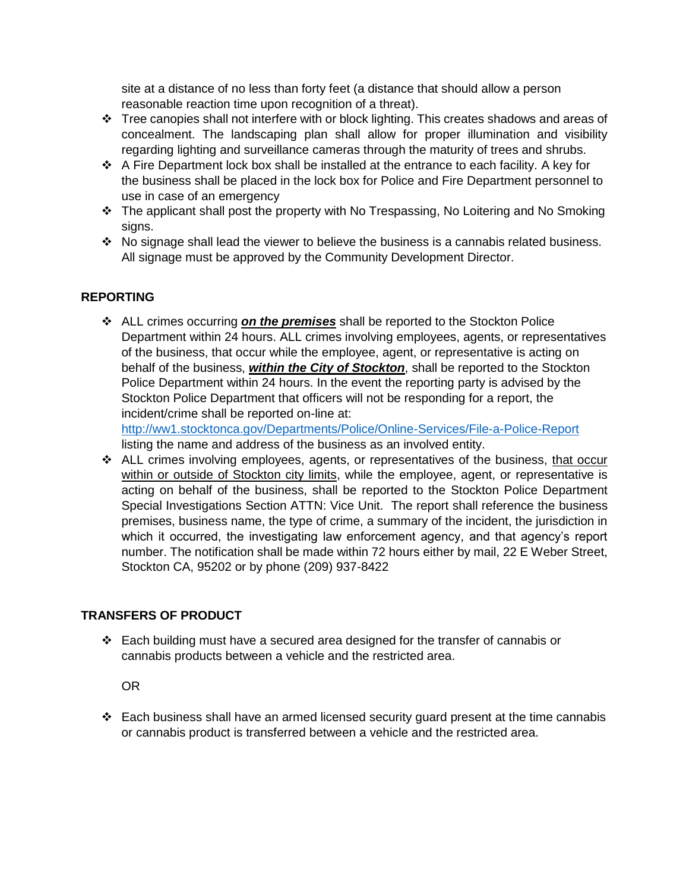site at a distance of no less than forty feet (a distance that should allow a person reasonable reaction time upon recognition of a threat).

- Tree canopies shall not interfere with or block lighting. This creates shadows and areas of concealment. The landscaping plan shall allow for proper illumination and visibility regarding lighting and surveillance cameras through the maturity of trees and shrubs.
- A Fire Department lock box shall be installed at the entrance to each facility. A key for the business shall be placed in the lock box for Police and Fire Department personnel to use in case of an emergency
- The applicant shall post the property with No Trespassing, No Loitering and No Smoking signs.
- No signage shall lead the viewer to believe the business is a cannabis related business. All signage must be approved by the Community Development Director.

**REPORTING**

- ALL crimes occurring ***on the premises*** shall be reported to the Stockton Police Department within 24 hours. ALL crimes involving employees, agents, or representatives of the business, that occur while the employee, agent, or representative is acting on behalf of the business, ***within the City of Stockton***, shall be reported to the Stockton Police Department within 24 hours. In the event the reporting party is advised by the Stockton Police Department that officers will not be responding for a report, the incident/crime shall be reported on-line at: http://ww1.stocktonca.gov/Departments/Police/Online-Services/File-a-Police-Report listing the name and address of the business as an involved entity.
- ALL crimes involving employees, agents, or representatives of the business, that occur within or outside of Stockton city limits, while the employee, agent, or representative is acting on behalf of the business, shall be reported to the Stockton Police Department Special Investigations Section ATTN: Vice Unit. The report shall reference the business premises, business name, the type of crime, a summary of the incident, the jurisdiction in which it occurred, the investigating law enforcement agency, and that agency's report number. The notification shall be made within 72 hours either by mail, 22 E Weber Street, Stockton CA, 95202 or by phone (209) 937-8422

**TRANSFERS OF PRODUCT**

- Each building must have a secured area designed for the transfer of cannabis or cannabis products between a vehicle and the restricted area.

  OR

- Each business shall have an armed licensed security guard present at the time cannabis or cannabis product is transferred between a vehicle and the restricted area.